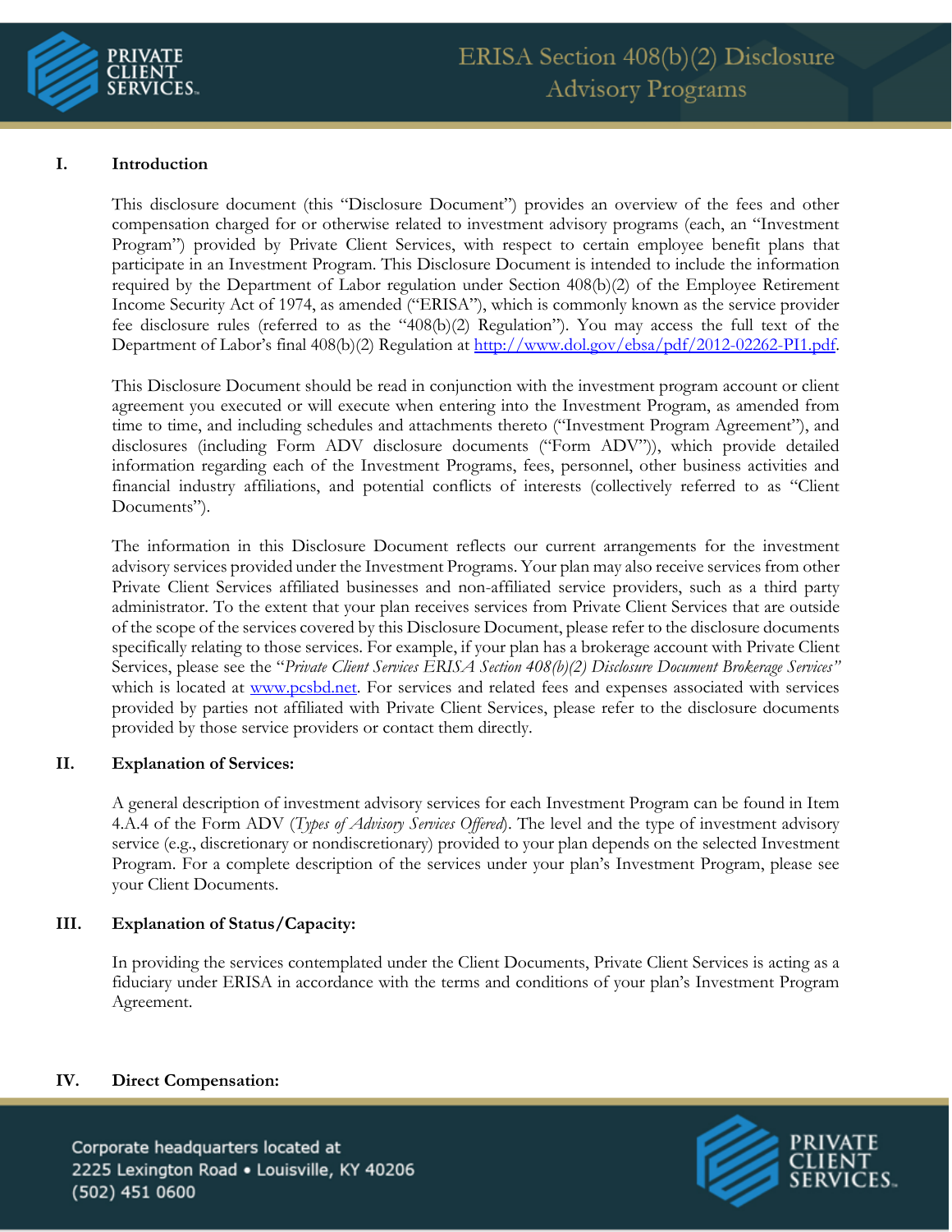# ERISA Section 408(b)(2) Disclosure Advisory Programs

## I. Introduction

This disclosure document (this "Disclosure Document") provides an overview of the fees and other compensation charged for or otherwise related to investment advisory programs (each, an "Investment Program") provided by Private Client Services, with respect to certain employee benefit plans that participate in an Investment Program. This Disclosure Document is intended to include the information required by the Department of Labor regulation under Section 408(b)(2) of the Employee Retirement Income Security Act of 1974, as amended ("ERISA"), which is commonly known as the service provider fee disclosure rules (referred to as the "408(b)(2) Regulation"). You may access the full text of the Department of Labor's final 408(b)(2) Regulation at [http://www.dol.gov/ebsa/pdf/2012-02262-PI1.pdf](http://www.dol.gov/ebsa/pdf/2012-02262-PI1.pdf).

This Disclosure Document should be read in conjunction with the investment program account or client agreement you executed or will execute when entering into the Investment Program, as amended from time to time, and including schedules and attachments thereto ("Investment Program Agreement"), and disclosures (including Form ADV disclosure documents ("Form ADV")), which provide detailed information regarding each of the Investment Programs, fees, personnel, other business activities and financial industry affiliations, and potential conflicts of interests (collectively referred to as "Client Documents").

The information in this Disclosure Document reflects our current arrangements for the investment advisory services provided under the Investment Programs. Your plan may also receive services from other Private Client Services affiliated businesses and non-affiliated service providers, such as a third party administrator. To the extent that your plan receives services from Private Client Services that are outside of the scope of the services covered by this Disclosure Document, please refer to the disclosure documents specifically relating to those services. For example, if your plan has a brokerage account with Private Client Services, please see the "*Private Client Services ERISA Section 408(b)(2) Disclosure Document Brokerage Services*" which is located at [www.pcsbd.net](http://www.pcsbd.net). For services and related fees and expenses associated with services provided by parties not affiliated with Private Client Services, please refer to the disclosure documents provided by those service providers or contact them directly.

## II. Explanation of Services:

A general description of investment advisory services for each Investment Program can be found in Item 4.A.4 of the Form ADV (*Types of Advisory Services Offered*). The level and the type of investment advisory service (e.g., discretionary or nondiscretionary) provided to your plan depends on the selected Investment Program. For a complete description of the services under your plan's Investment Program, please see your Client Documents.

## III. Explanation of Status/Capacity:

In providing the services contemplated under the Client Documents, Private Client Services is acting as a fiduciary under ERISA in accordance with the terms and conditions of your plan's Investment Program Agreement.

## IV. Direct Compensation: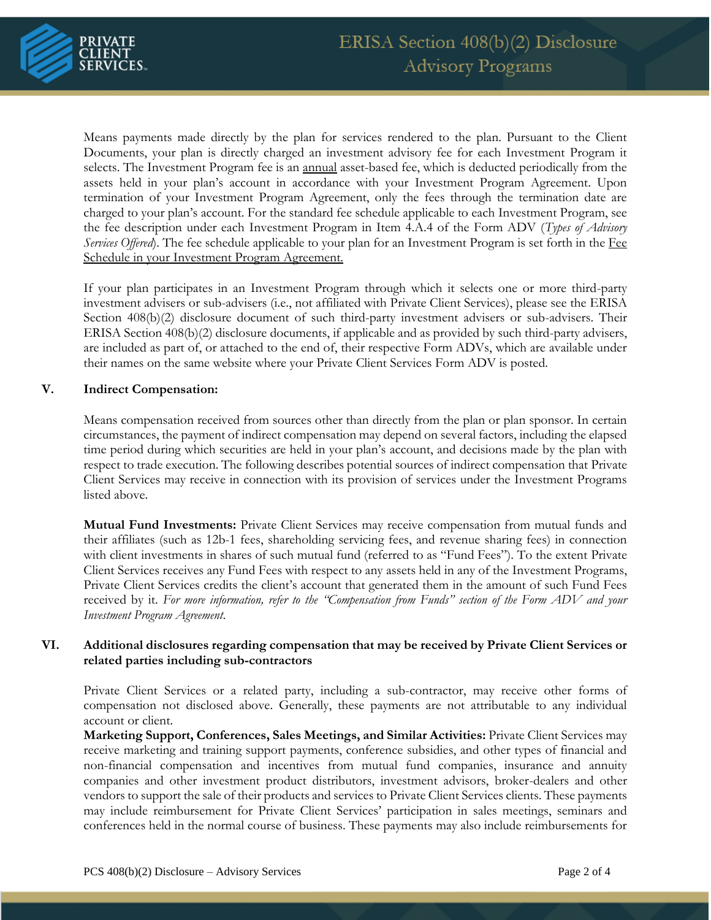Means payments made directly by the plan for services rendered to the plan. Pursuant to the Client Documents, your plan is directly charged an investment advisory fee for each Investment Program it selects. The Investment Program fee is an <u>annual</u> asset-based fee, which is deducted periodically from the assets held in your plan's account in accordance with your Investment Program Agreement. Upon termination of your Investment Program Agreement, only the fees through the termination date are charged to your plan's account. For the standard fee schedule applicable to each Investment Program, see the fee description under each Investment Program in Item 4.A.4 of the Form ADV (*Types of Advisory Services Offered*). The fee schedule applicable to your plan for an Investment Program is set forth in the <u>Fee Schedule in your Investment Program Agreement.</u>

If your plan participates in an Investment Program through which it selects one or more third-party investment advisers or sub-advisers (i.e., not affiliated with Private Client Services), please see the ERISA Section 408(b)(2) disclosure document of such third-party investment advisers or sub-advisers. Their ERISA Section 408(b)(2) disclosure documents, if applicable and as provided by such third-party advisers, are included as part of, or attached to the end of, their respective Form ADVs, which are available under their names on the same website where your Private Client Services Form ADV is posted.

## V. Indirect Compensation:

Means compensation received from sources other than directly from the plan or plan sponsor. In certain circumstances, the payment of indirect compensation may depend on several factors, including the elapsed time period during which securities are held in your plan's account, and decisions made by the plan with respect to trade execution. The following describes potential sources of indirect compensation that Private Client Services may receive in connection with its provision of services under the Investment Programs listed above.

**Mutual Fund Investments:** Private Client Services may receive compensation from mutual funds and their affiliates (such as 12b-1 fees, shareholding servicing fees, and revenue sharing fees) in connection with client investments in shares of such mutual fund (referred to as "Fund Fees"). To the extent Private Client Services receives any Fund Fees with respect to any assets held in any of the Investment Programs, Private Client Services credits the client's account that generated them in the amount of such Fund Fees received by it. *For more information, refer to the "Compensation from Funds" section of the Form ADV and your Investment Program Agreement.*

## VI. Additional disclosures regarding compensation that may be received by Private Client Services or related parties including sub-contractors

Private Client Services or a related party, including a sub-contractor, may receive other forms of compensation not disclosed above. Generally, these payments are not attributable to any individual account or client.

**Marketing Support, Conferences, Sales Meetings, and Similar Activities:** Private Client Services may receive marketing and training support payments, conference subsidies, and other types of financial and non-financial compensation and incentives from mutual fund companies, insurance and annuity companies and other investment product distributors, investment advisors, broker-dealers and other vendors to support the sale of their products and services to Private Client Services clients. These payments may include reimbursement for Private Client Services' participation in sales meetings, seminars and conferences held in the normal course of business. These payments may also include reimbursements for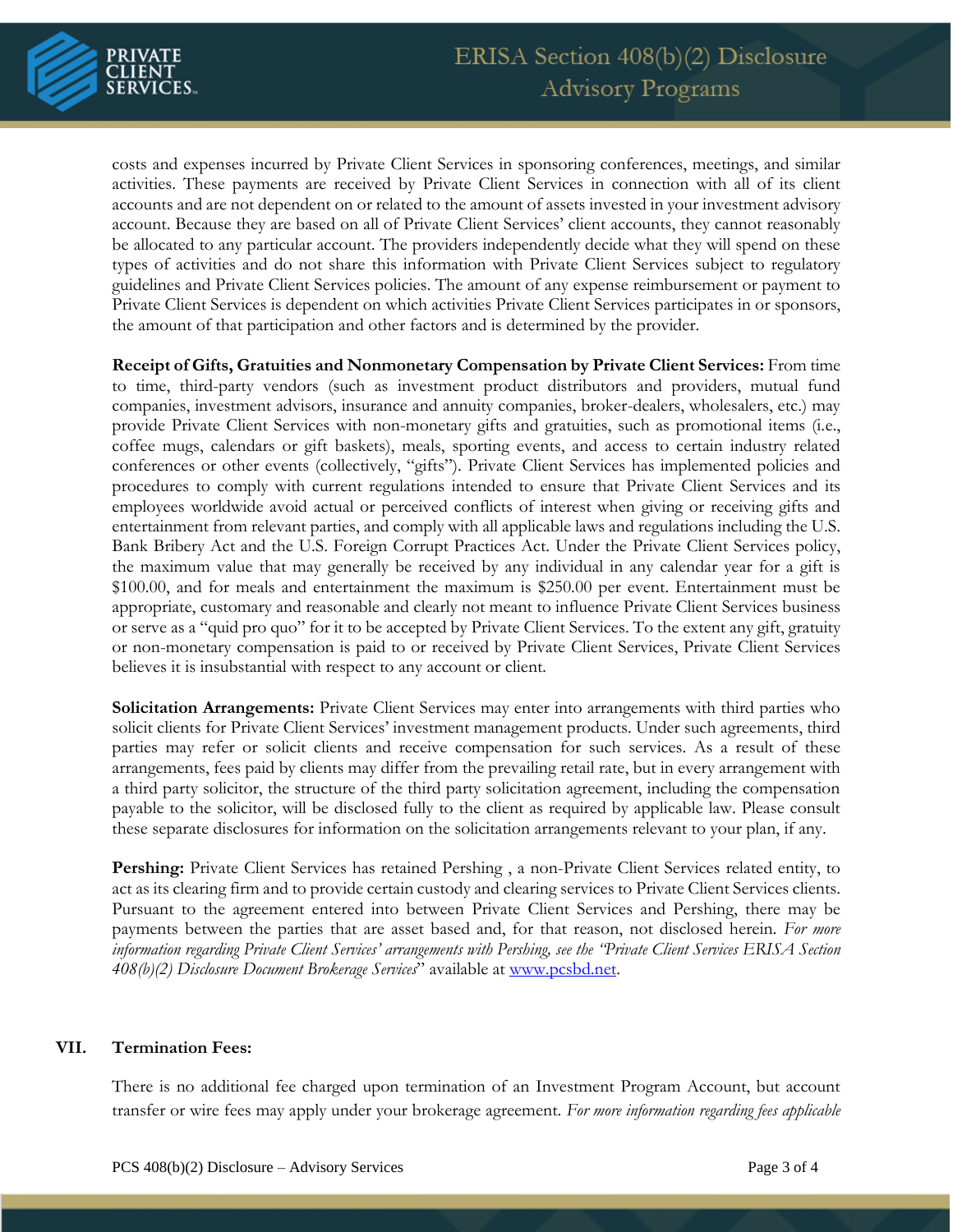costs and expenses incurred by Private Client Services in sponsoring conferences, meetings, and similar activities. These payments are received by Private Client Services in connection with all of its client accounts and are not dependent on or related to the amount of assets invested in your investment advisory account. Because they are based on all of Private Client Services' client accounts, they cannot reasonably be allocated to any particular account. The providers independently decide what they will spend on these types of activities and do not share this information with Private Client Services subject to regulatory guidelines and Private Client Services policies. The amount of any expense reimbursement or payment to Private Client Services is dependent on which activities Private Client Services participates in or sponsors, the amount of that participation and other factors and is determined by the provider.

**Receipt of Gifts, Gratuities and Nonmonetary Compensation by Private Client Services:** From time to time, third-party vendors (such as investment product distributors and providers, mutual fund companies, investment advisors, insurance and annuity companies, broker-dealers, wholesalers, etc.) may provide Private Client Services with non-monetary gifts and gratuities, such as promotional items (i.e., coffee mugs, calendars or gift baskets), meals, sporting events, and access to certain industry related conferences or other events (collectively, "gifts"). Private Client Services has implemented policies and procedures to comply with current regulations intended to ensure that Private Client Services and its employees worldwide avoid actual or perceived conflicts of interest when giving or receiving gifts and entertainment from relevant parties, and comply with all applicable laws and regulations including the U.S. Bank Bribery Act and the U.S. Foreign Corrupt Practices Act. Under the Private Client Services policy, the maximum value that may generally be received by any individual in any calendar year for a gift is $100.00, and for meals and entertainment the maximum is $250.00 per event. Entertainment must be appropriate, customary and reasonable and clearly not meant to influence Private Client Services business or serve as a "quid pro quo" for it to be accepted by Private Client Services. To the extent any gift, gratuity or non-monetary compensation is paid to or received by Private Client Services, Private Client Services believes it is insubstantial with respect to any account or client.

**Solicitation Arrangements:** Private Client Services may enter into arrangements with third parties who solicit clients for Private Client Services' investment management products. Under such agreements, third parties may refer or solicit clients and receive compensation for such services. As a result of these arrangements, fees paid by clients may differ from the prevailing retail rate, but in every arrangement with a third party solicitor, the structure of the third party solicitation agreement, including the compensation payable to the solicitor, will be disclosed fully to the client as required by applicable law. Please consult these separate disclosures for information on the solicitation arrangements relevant to your plan, if any.

**Pershing:** Private Client Services has retained Pershing , a non-Private Client Services related entity, to act as its clearing firm and to provide certain custody and clearing services to Private Client Services clients. Pursuant to the agreement entered into between Private Client Services and Pershing, there may be payments between the parties that are asset based and, for that reason, not disclosed herein. *For more information regarding Private Client Services' arrangements with Pershing, see the "Private Client Services ERISA Section 408(b)(2) Disclosure Document Brokerage Services"* available at www.pcsbd.net.

## VII. Termination Fees:

There is no additional fee charged upon termination of an Investment Program Account, but account transfer or wire fees may apply under your brokerage agreement. *For more information regarding fees applicable*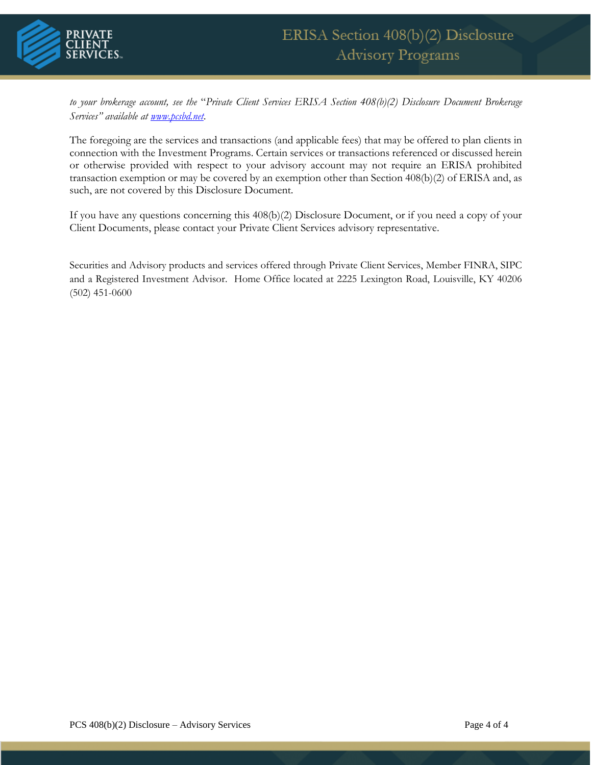*to your brokerage account, see the "Private Client Services ERISA Section 408(b)(2) Disclosure Document Brokerage Services" available at [www.pcsbd.net](www.pcsbd.net).*

The foregoing are the services and transactions (and applicable fees) that may be offered to plan clients in connection with the Investment Programs. Certain services or transactions referenced or discussed herein or otherwise provided with respect to your advisory account may not require an ERISA prohibited transaction exemption or may be covered by an exemption other than Section 408(b)(2) of ERISA and, as such, are not covered by this Disclosure Document.

If you have any questions concerning this 408(b)(2) Disclosure Document, or if you need a copy of your Client Documents, please contact your Private Client Services advisory representative.

Securities and Advisory products and services offered through Private Client Services, Member FINRA, SIPC and a Registered Investment Advisor. Home Office located at 2225 Lexington Road, Louisville, KY 40206 (502) 451-0600